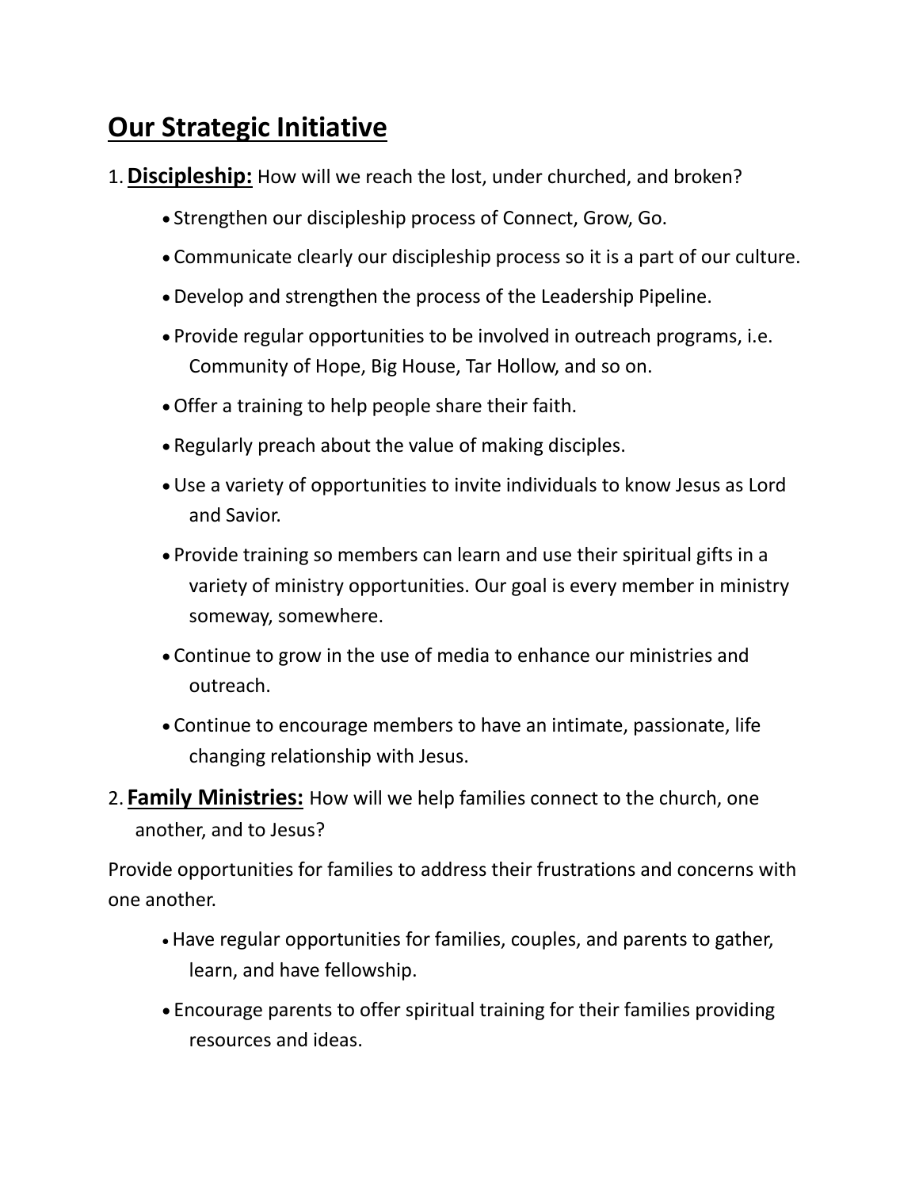# Our Strategic Initiative

1. **Discipleship:** How will we reach the lost, under churched, and broken?
   - Strengthen our discipleship process of Connect, Grow, Go.
   - Communicate clearly our discipleship process so it is a part of our culture.
   - Develop and strengthen the process of the Leadership Pipeline.
   - Provide regular opportunities to be involved in outreach programs, i.e. Community of Hope, Big House, Tar Hollow, and so on.
   - Offer a training to help people share their faith.
   - Regularly preach about the value of making disciples.
   - Use a variety of opportunities to invite individuals to know Jesus as Lord and Savior.
   - Provide training so members can learn and use their spiritual gifts in a variety of ministry opportunities. Our goal is every member in ministry someway, somewhere.
   - Continue to grow in the use of media to enhance our ministries and outreach.
   - Continue to encourage members to have an intimate, passionate, life changing relationship with Jesus.
2. **Family Ministries:** How will we help families connect to the church, one another, and to Jesus?

Provide opportunities for families to address their frustrations and concerns with one another.

- Have regular opportunities for families, couples, and parents to gather, learn, and have fellowship.
- Encourage parents to offer spiritual training for their families providing resources and ideas.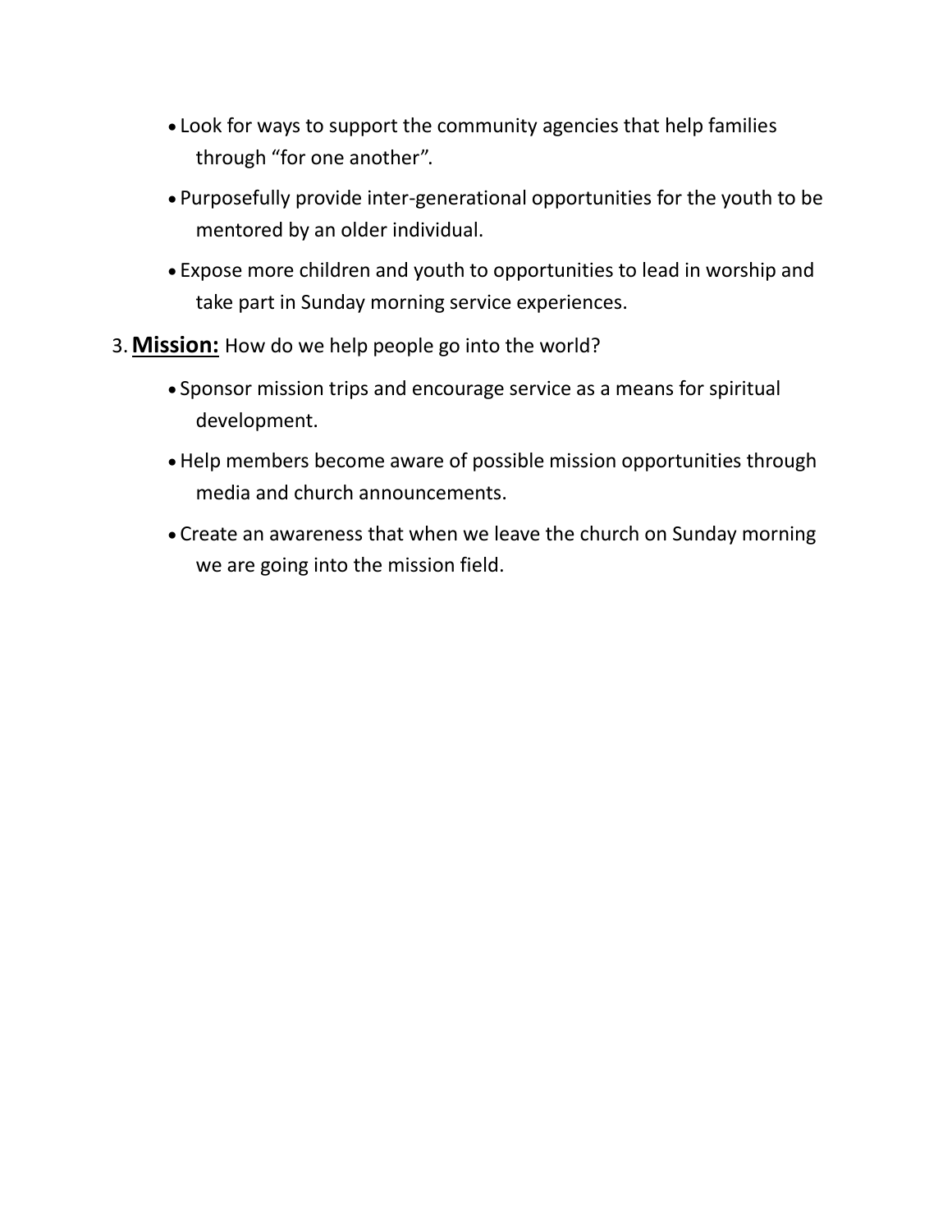- Look for ways to support the community agencies that help families through "for one another".
- Purposefully provide inter-generational opportunities for the youth to be mentored by an older individual.
- Expose more children and youth to opportunities to lead in worship and take part in Sunday morning service experiences.

3. **Mission:** How do we help people go into the world?
    - Sponsor mission trips and encourage service as a means for spiritual development.
    - Help members become aware of possible mission opportunities through media and church announcements.
    - Create an awareness that when we leave the church on Sunday morning we are going into the mission field.